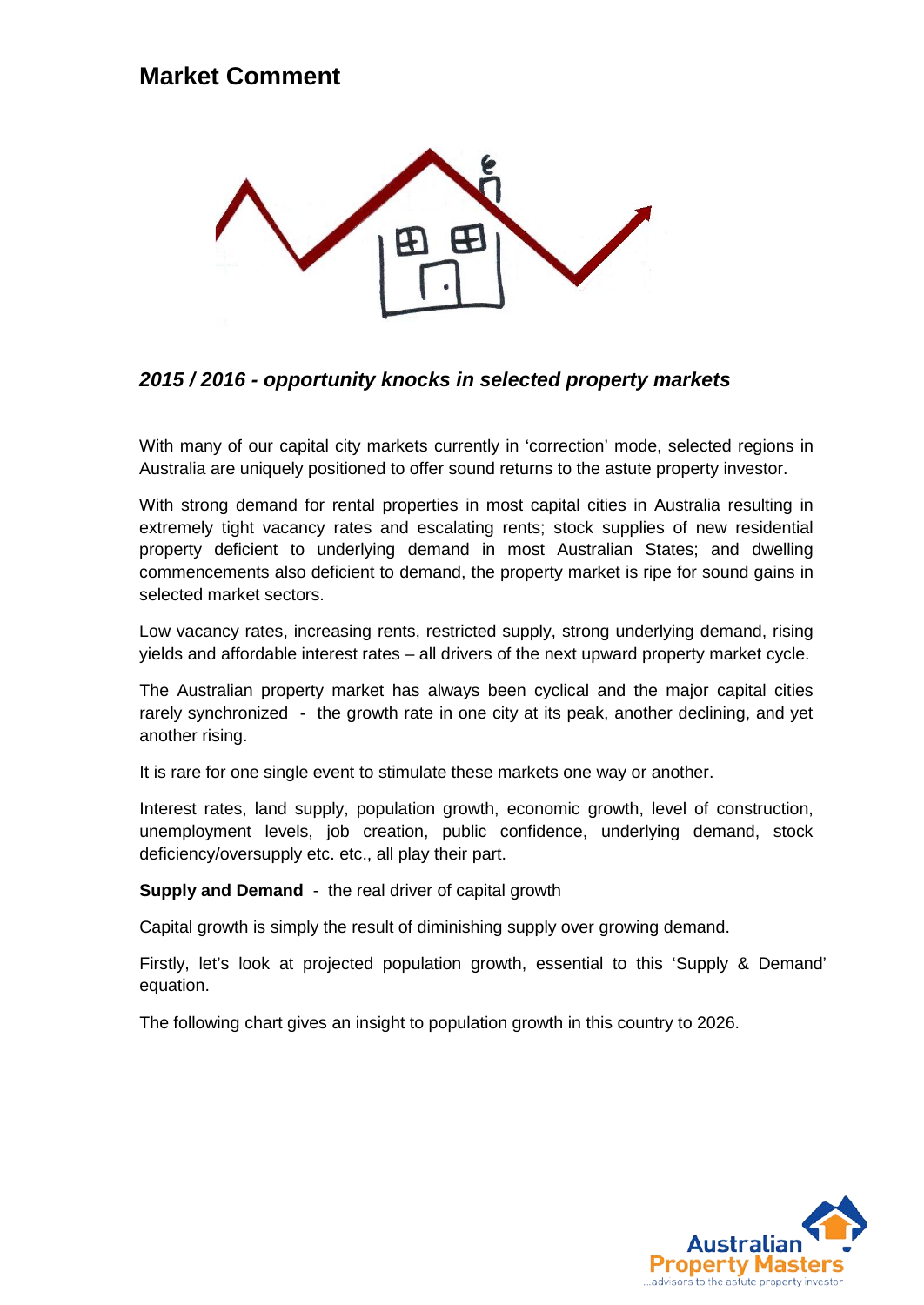# Market Comment

### *2015 / 2016 - opportunity knocks in selected property markets*

With many of our capital city markets currently in 'correction' mode, selected regions in Australia are uniquely positioned to offer sound returns to the astute property investor.

With strong demand for rental properties in most capital cities in Australia resulting in extremely tight vacancy rates and escalating rents; stock supplies of new residential property deficient to underlying demand in most Australian States; and dwelling commencements also deficient to demand, the property market is ripe for sound gains in selected market sectors.

Low vacancy rates, increasing rents, restricted supply, strong underlying demand, rising yields and affordable interest rates – all drivers of the next upward property market cycle.

The Australian property market has always been cyclical and the major capital cities rarely synchronized - the growth rate in one city at its peak, another declining, and yet another rising.

It is rare for one single event to stimulate these markets one way or another.

Interest rates, land supply, population growth, economic growth, level of construction, unemployment levels, job creation, public confidence, underlying demand, stock deficiency/oversupply etc. etc., all play their part.

**Supply and Demand** - the real driver of capital growth

Capital growth is simply the result of diminishing supply over growing demand.

Firstly, let's look at projected population growth, essential to this 'Supply & Demand' equation.

The following chart gives an insight to population growth in this country to 2026.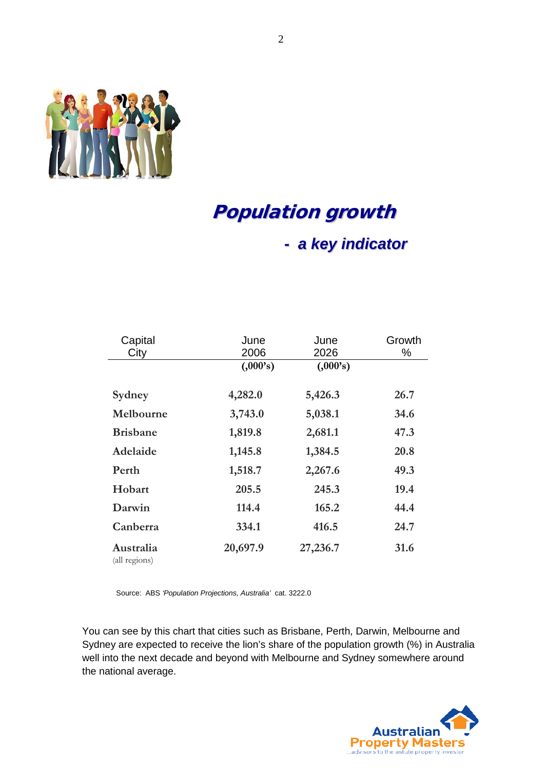# *Population growth*

## *- a key indicator*

| Capital City | June 2006 (,000's) | June 2026 (,000's) | Growth % |
|---|---|---|---|
| **Sydney** | **4,282.0** | **5,426.3** | **26.7** |
| **Melbourne** | **3,743.0** | **5,038.1** | **34.6** |
| **Brisbane** | **1,819.8** | **2,681.1** | **47.3** |
| **Adelaide** | **1,145.8** | **1,384.5** | **20.8** |
| **Perth** | **1,518.7** | **2,267.6** | **49.3** |
| **Hobart** | **205.5** | **245.3** | **19.4** |
| **Darwin** | **114.4** | **165.2** | **44.4** |
| **Canberra** | **334.1** | **416.5** | **24.7** |
| **Australia** (all regions) | **20,697.9** | **27,236.7** | **31.6** |

Source: ABS *'Population Projections, Australia'* cat. 3222.0

You can see by this chart that cities such as Brisbane, Perth, Darwin, Melbourne and Sydney are expected to receive the lion's share of the population growth (%) in Australia well into the next decade and beyond with Melbourne and Sydney somewhere around the national average.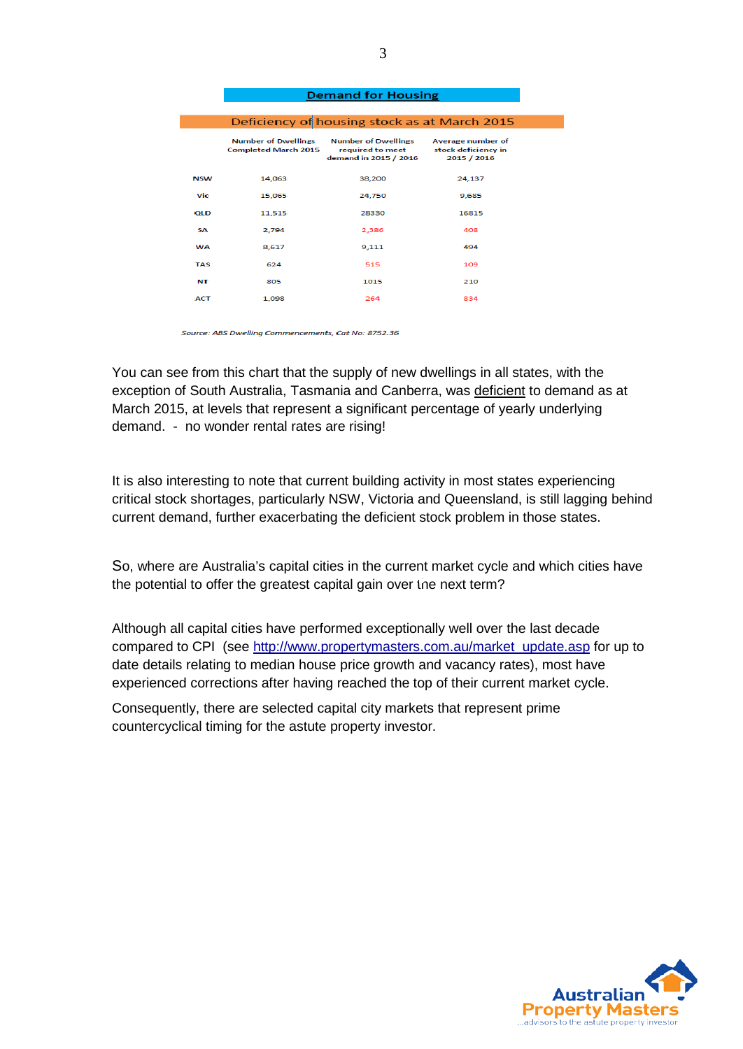## Demand for Housing

| Deficiency of housing stock as at March 2015 | Number of Dwellings Completed March 2015 | Number of Dwellings required to meet demand in 2015 / 2016 | Average number of stock deficiency in 2015 / 2016 |
|---|---|---|---|
| NSW | 14,063 | 38,200 | 24,137 |
| Vic | 15,065 | 24,750 | 9,685 |
| QLD | 11,515 | 28330 | 16815 |
| SA | 2,794 | 2,386 | 408 |
| WA | 8,617 | 9,111 | 494 |
| TAS | 624 | 515 | 109 |
| NT | 805 | 1015 | 210 |
| ACT | 1,098 | 264 | 834 |

*Source: ABS Dwelling Commencements, Cat No: 8752.36*

You can see from this chart that the supply of new dwellings in all states, with the exception of South Australia, Tasmania and Canberra, was deficient to demand as at March 2015, at levels that represent a significant percentage of yearly underlying demand. - no wonder rental rates are rising!

It is also interesting to note that current building activity in most states experiencing critical stock shortages, particularly NSW, Victoria and Queensland, is still lagging behind current demand, further exacerbating the deficient stock problem in those states.

So, where are Australia's capital cities in the current market cycle and which cities have the potential to offer the greatest capital gain over the next term?

Although all capital cities have performed exceptionally well over the last decade compared to CPI (see http://www.propertymasters.com.au/market_update.asp for up to date details relating to median house price growth and vacancy rates), most have experienced corrections after having reached the top of their current market cycle.

Consequently, there are selected capital city markets that represent prime countercyclical timing for the astute property investor.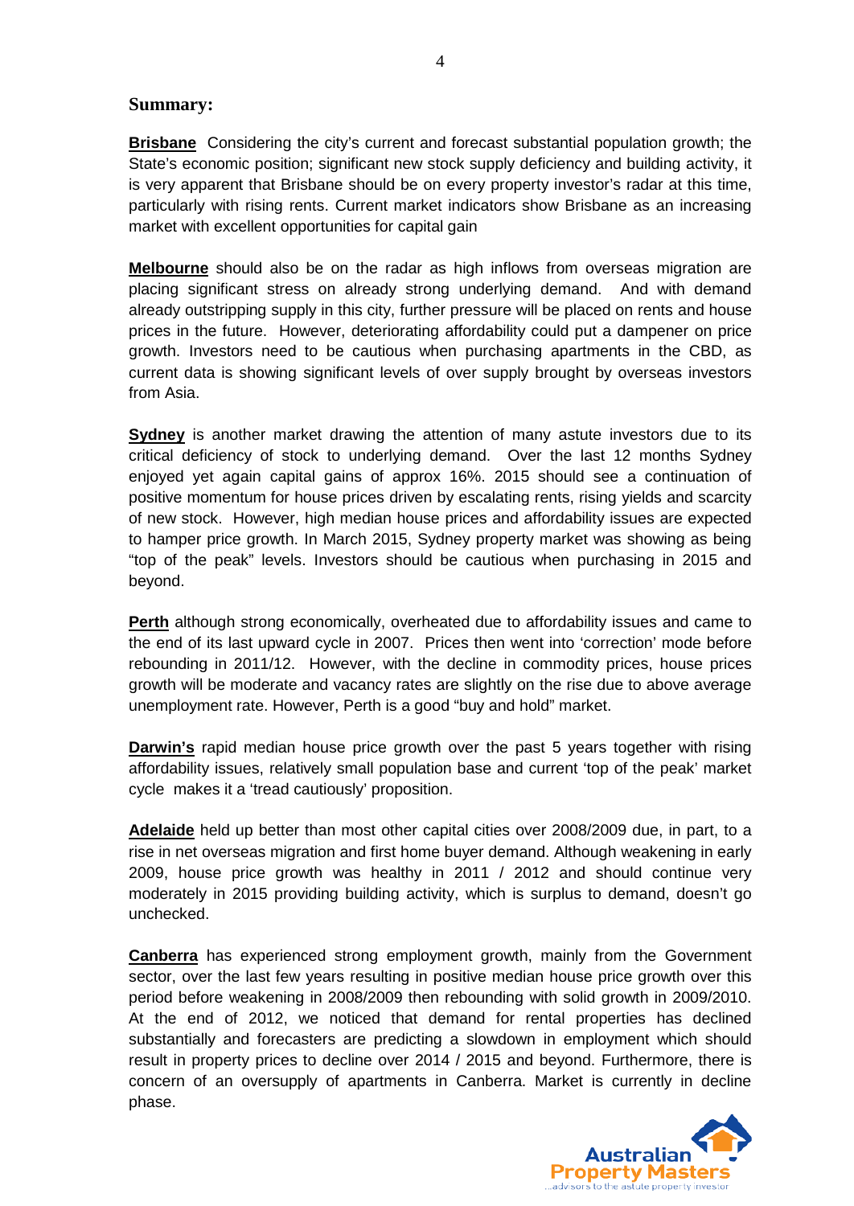## Summary:

**Brisbane** Considering the city's current and forecast substantial population growth; the State's economic position; significant new stock supply deficiency and building activity, it is very apparent that Brisbane should be on every property investor's radar at this time, particularly with rising rents. Current market indicators show Brisbane as an increasing market with excellent opportunities for capital gain

**Melbourne** should also be on the radar as high inflows from overseas migration are placing significant stress on already strong underlying demand. And with demand already outstripping supply in this city, further pressure will be placed on rents and house prices in the future. However, deteriorating affordability could put a dampener on price growth. Investors need to be cautious when purchasing apartments in the CBD, as current data is showing significant levels of over supply brought by overseas investors from Asia.

**Sydney** is another market drawing the attention of many astute investors due to its critical deficiency of stock to underlying demand. Over the last 12 months Sydney enjoyed yet again capital gains of approx 16%. 2015 should see a continuation of positive momentum for house prices driven by escalating rents, rising yields and scarcity of new stock. However, high median house prices and affordability issues are expected to hamper price growth. In March 2015, Sydney property market was showing as being "top of the peak" levels. Investors should be cautious when purchasing in 2015 and beyond.

**Perth** although strong economically, overheated due to affordability issues and came to the end of its last upward cycle in 2007. Prices then went into 'correction' mode before rebounding in 2011/12. However, with the decline in commodity prices, house prices growth will be moderate and vacancy rates are slightly on the rise due to above average unemployment rate. However, Perth is a good "buy and hold" market.

**Darwin's** rapid median house price growth over the past 5 years together with rising affordability issues, relatively small population base and current 'top of the peak' market cycle makes it a 'tread cautiously' proposition.

**Adelaide** held up better than most other capital cities over 2008/2009 due, in part, to a rise in net overseas migration and first home buyer demand. Although weakening in early 2009, house price growth was healthy in 2011 / 2012 and should continue very moderately in 2015 providing building activity, which is surplus to demand, doesn't go unchecked.

**Canberra** has experienced strong employment growth, mainly from the Government sector, over the last few years resulting in positive median house price growth over this period before weakening in 2008/2009 then rebounding with solid growth in 2009/2010. At the end of 2012, we noticed that demand for rental properties has declined substantially and forecasters are predicting a slowdown in employment which should result in property prices to decline over 2014 / 2015 and beyond. Furthermore, there is concern of an oversupply of apartments in Canberra. Market is currently in decline phase.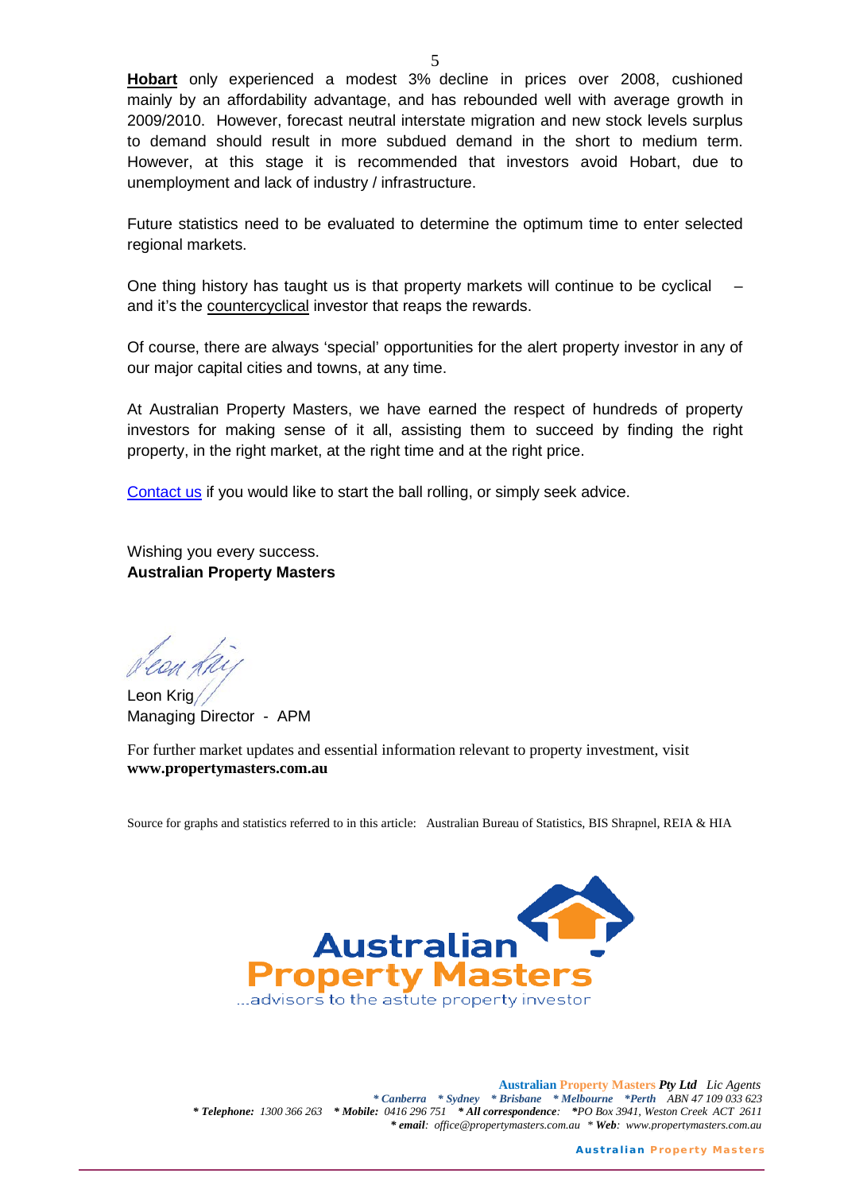**Hobart** only experienced a modest 3% decline in prices over 2008, cushioned mainly by an affordability advantage, and has rebounded well with average growth in 2009/2010. However, forecast neutral interstate migration and new stock levels surplus to demand should result in more subdued demand in the short to medium term. However, at this stage it is recommended that investors avoid Hobart, due to unemployment and lack of industry / infrastructure.

Future statistics need to be evaluated to determine the optimum time to enter selected regional markets.

One thing history has taught us is that property markets will continue to be cyclical – and it's the countercyclical investor that reaps the rewards.

Of course, there are always 'special' opportunities for the alert property investor in any of our major capital cities and towns, at any time.

At Australian Property Masters, we have earned the respect of hundreds of property investors for making sense of it all, assisting them to succeed by finding the right property, in the right market, at the right time and at the right price.

Contact us if you would like to start the ball rolling, or simply seek advice.

Wishing you every success.
**Australian Property Masters**

Leon Krig
Managing Director - APM

For further market updates and essential information relevant to property investment, visit **www.propertymasters.com.au**

Source for graphs and statistics referred to in this article: Australian Bureau of Statistics, BIS Shrapnel, REIA & HIA

Australian Property Masters
...advisors to the astute property investor

Australian Property Masters *Pty Ltd* *Lic Agents*
*\* Canberra \* Sydney \* Brisbane \* Melbourne \*Perth* *ABN 47 109 033 623*
*\* Telephone: 1300 366 263 \* Mobile: 0416 296 751 \* All correspondence: \*PO Box 3941, Weston Creek ACT 2611*
*\* email: office@propertymasters.com.au \* Web: www.propertymasters.com.au*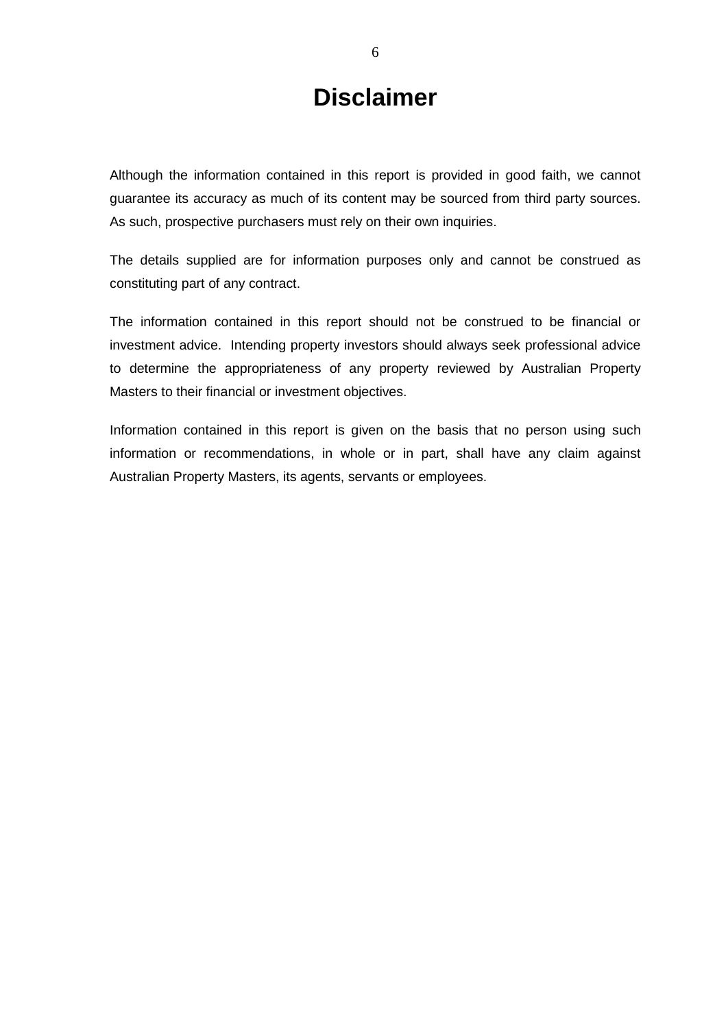# Disclaimer

Although the information contained in this report is provided in good faith, we cannot guarantee its accuracy as much of its content may be sourced from third party sources. As such, prospective purchasers must rely on their own inquiries.

The details supplied are for information purposes only and cannot be construed as constituting part of any contract.

The information contained in this report should not be construed to be financial or investment advice. Intending property investors should always seek professional advice to determine the appropriateness of any property reviewed by Australian Property Masters to their financial or investment objectives.

Information contained in this report is given on the basis that no person using such information or recommendations, in whole or in part, shall have any claim against Australian Property Masters, its agents, servants or employees.